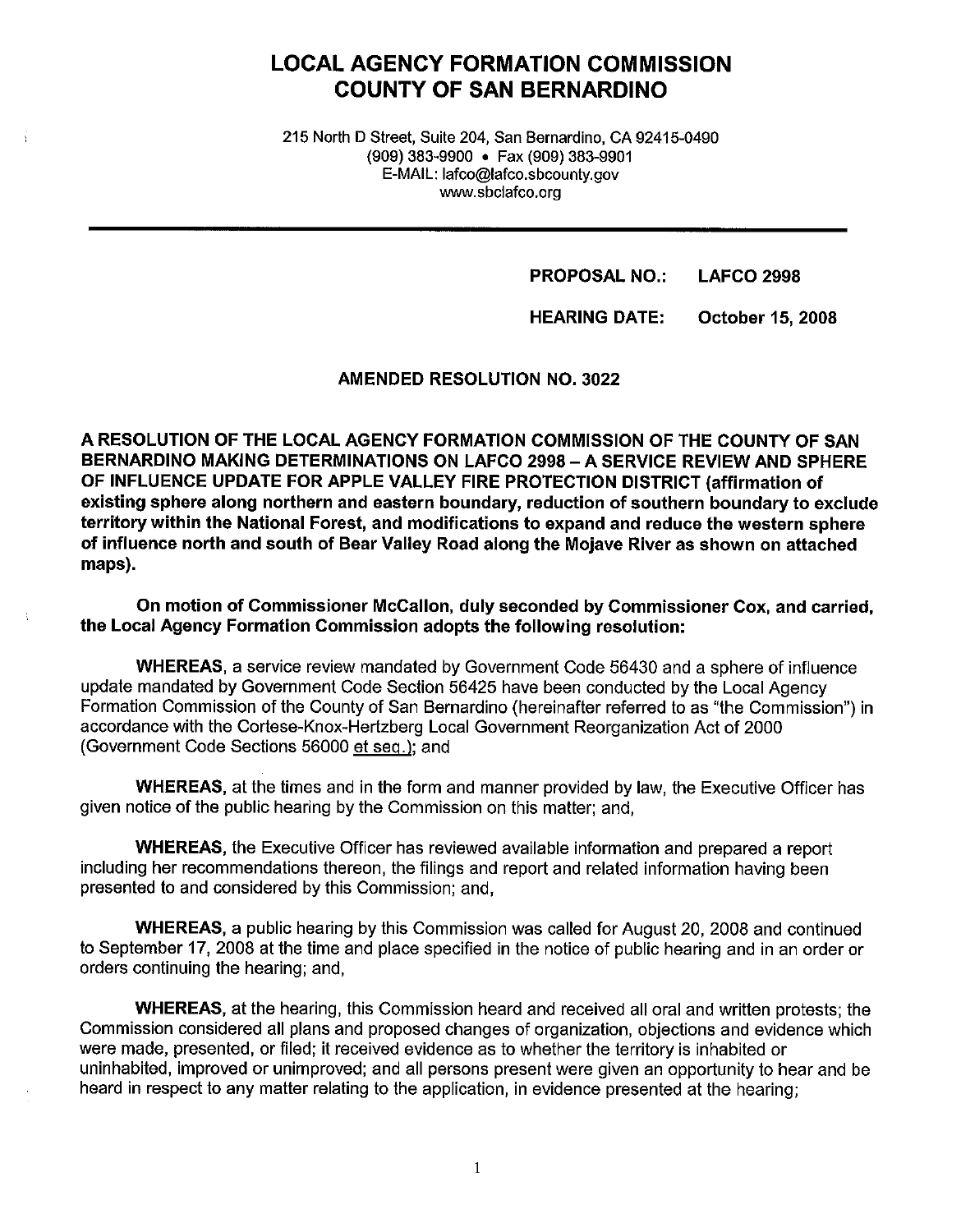# LOCAL AGENCY FORMATION COMMISSION
# COUNTY OF SAN BERNARDINO

215 North D Street, Suite 204, San Bernardino, CA 92415-0490
(909) 383-9900 • Fax (909) 383-9901
E-MAIL: lafco@lafco.sbcounty.gov
www.sbclafco.org

---

**PROPOSAL NO.: LAFCO 2998**

**HEARING DATE: October 15, 2008**

**AMENDED RESOLUTION NO. 3022**

**A RESOLUTION OF THE LOCAL AGENCY FORMATION COMMISSION OF THE COUNTY OF SAN BERNARDINO MAKING DETERMINATIONS ON LAFCO 2998 – A SERVICE REVIEW AND SPHERE OF INFLUENCE UPDATE FOR APPLE VALLEY FIRE PROTECTION DISTRICT (affirmation of existing sphere along northern and eastern boundary, reduction of southern boundary to exclude territory within the National Forest, and modifications to expand and reduce the western sphere of influence north and south of Bear Valley Road along the Mojave River as shown on attached maps).**

**On motion of Commissioner McCallon, duly seconded by Commissioner Cox, and carried, the Local Agency Formation Commission adopts the following resolution:**

**WHEREAS**, a service review mandated by Government Code 56430 and a sphere of influence update mandated by Government Code Section 56425 have been conducted by the Local Agency Formation Commission of the County of San Bernardino (hereinafter referred to as "the Commission") in accordance with the Cortese-Knox-Hertzberg Local Government Reorganization Act of 2000 (Government Code Sections 56000 et seq.); and

**WHEREAS**, at the times and in the form and manner provided by law, the Executive Officer has given notice of the public hearing by the Commission on this matter; and,

**WHEREAS**, the Executive Officer has reviewed available information and prepared a report including her recommendations thereon, the filings and report and related information having been presented to and considered by this Commission; and,

**WHEREAS**, a public hearing by this Commission was called for August 20, 2008 and continued to September 17, 2008 at the time and place specified in the notice of public hearing and in an order or orders continuing the hearing; and,

**WHEREAS**, at the hearing, this Commission heard and received all oral and written protests; the Commission considered all plans and proposed changes of organization, objections and evidence which were made, presented, or filed; it received evidence as to whether the territory is inhabited or uninhabited, improved or unimproved; and all persons present were given an opportunity to hear and be heard in respect to any matter relating to the application, in evidence presented at the hearing;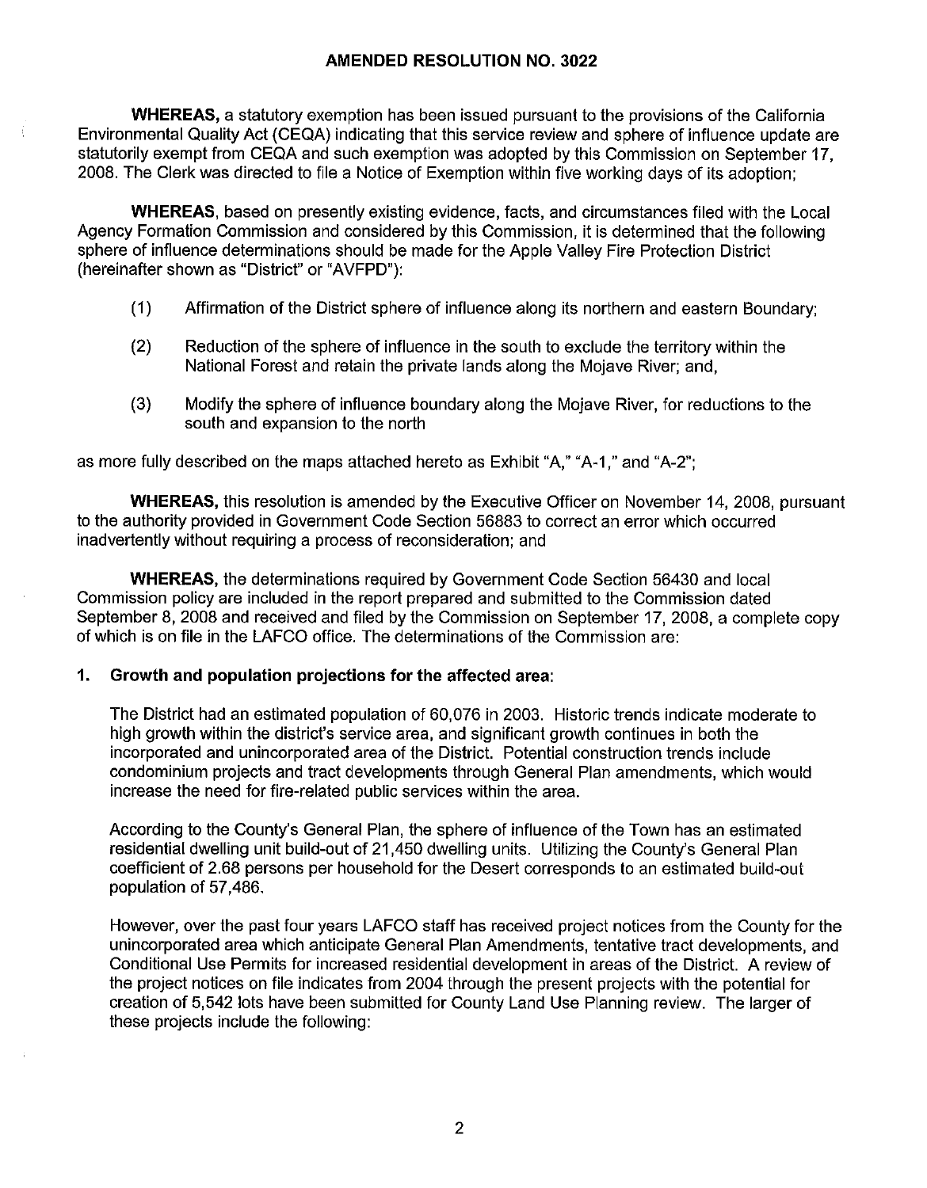## AMENDED RESOLUTION NO. 3022

**WHEREAS,** a statutory exemption has been issued pursuant to the provisions of the California Environmental Quality Act (CEQA) indicating that this service review and sphere of influence update are statutorily exempt from CEQA and such exemption was adopted by this Commission on September 17, 2008. The Clerk was directed to file a Notice of Exemption within five working days of its adoption;

**WHEREAS,** based on presently existing evidence, facts, and circumstances filed with the Local Agency Formation Commission and considered by this Commission, it is determined that the following sphere of influence determinations should be made for the Apple Valley Fire Protection District (hereinafter shown as "District" or "AVFPD"):

(1) Affirmation of the District sphere of influence along its northern and eastern Boundary;

(2) Reduction of the sphere of influence in the south to exclude the territory within the National Forest and retain the private lands along the Mojave River; and,

(3) Modify the sphere of influence boundary along the Mojave River, for reductions to the south and expansion to the north

as more fully described on the maps attached hereto as Exhibit "A," "A-1," and "A-2";

**WHEREAS,** this resolution is amended by the Executive Officer on November 14, 2008, pursuant to the authority provided in Government Code Section 56883 to correct an error which occurred inadvertently without requiring a process of reconsideration; and

**WHEREAS,** the determinations required by Government Code Section 56430 and local Commission policy are included in the report prepared and submitted to the Commission dated September 8, 2008 and received and filed by the Commission on September 17, 2008, a complete copy of which is on file in the LAFCO office. The determinations of the Commission are:

**1. Growth and population projections for the affected area:**

The District had an estimated population of 60,076 in 2003. Historic trends indicate moderate to high growth within the district's service area, and significant growth continues in both the incorporated and unincorporated area of the District. Potential construction trends include condominium projects and tract developments through General Plan amendments, which would increase the need for fire-related public services within the area.

According to the County's General Plan, the sphere of influence of the Town has an estimated residential dwelling unit build-out of 21,450 dwelling units. Utilizing the County's General Plan coefficient of 2.68 persons per household for the Desert corresponds to an estimated build-out population of 57,486.

However, over the past four years LAFCO staff has received project notices from the County for the unincorporated area which anticipate General Plan Amendments, tentative tract developments, and Conditional Use Permits for increased residential development in areas of the District. A review of the project notices on file indicates from 2004 through the present projects with the potential for creation of 5,542 lots have been submitted for County Land Use Planning review. The larger of these projects include the following: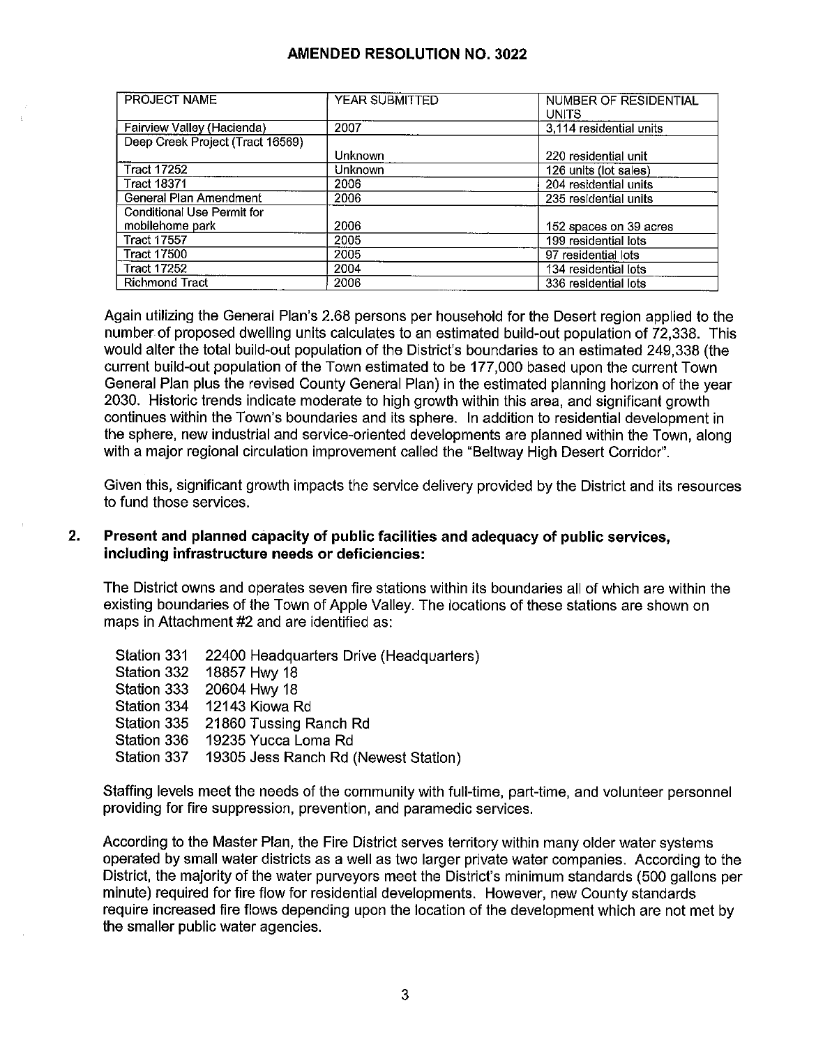## AMENDED RESOLUTION NO. 3022

| PROJECT NAME | YEAR SUBMITTED | NUMBER OF RESIDENTIAL UNITS |
|---|---|---|
| Fairview Valley (Hacienda) | 2007 | 3,114 residential units |
| Deep Creek Project (Tract 16569) | Unknown | 220 residential unit |
| Tract 17252 | Unknown | 126 units (lot sales) |
| Tract 18371 | 2006 | 204 residential units |
| General Plan Amendment | 2006 | 235 residential units |
| Conditional Use Permit for mobilehome park | 2006 | 152 spaces on 39 acres |
| Tract 17557 | 2005 | 199 residential lots |
| Tract 17500 | 2005 | 97 residential lots |
| Tract 17252 | 2004 | 134 residential lots |
| Richmond Tract | 2006 | 336 residential lots |

Again utilizing the General Plan's 2.68 persons per household for the Desert region applied to the number of proposed dwelling units calculates to an estimated build-out population of 72,338. This would alter the total build-out population of the District's boundaries to an estimated 249,338 (the current build-out population of the Town estimated to be 177,000 based upon the current Town General Plan plus the revised County General Plan) in the estimated planning horizon of the year 2030. Historic trends indicate moderate to high growth within this area, and significant growth continues within the Town's boundaries and its sphere. In addition to residential development in the sphere, new industrial and service-oriented developments are planned within the Town, along with a major regional circulation improvement called the "Beltway High Desert Corridor".

Given this, significant growth impacts the service delivery provided by the District and its resources to fund those services.

**2. Present and planned capacity of public facilities and adequacy of public services, including infrastructure needs or deficiencies:**

The District owns and operates seven fire stations within its boundaries all of which are within the existing boundaries of the Town of Apple Valley. The locations of these stations are shown on maps in Attachment #2 and are identified as:

- Station 331 22400 Headquarters Drive (Headquarters)
- Station 332 18857 Hwy 18
- Station 333 20604 Hwy 18
- Station 334 12143 Kiowa Rd
- Station 335 21860 Tussing Ranch Rd
- Station 336 19235 Yucca Loma Rd
- Station 337 19305 Jess Ranch Rd (Newest Station)

Staffing levels meet the needs of the community with full-time, part-time, and volunteer personnel providing for fire suppression, prevention, and paramedic services.

According to the Master Plan, the Fire District serves territory within many older water systems operated by small water districts as a well as two larger private water companies. According to the District, the majority of the water purveyors meet the District's minimum standards (500 gallons per minute) required for fire flow for residential developments. However, new County standards require increased fire flows depending upon the location of the development which are not met by the smaller public water agencies.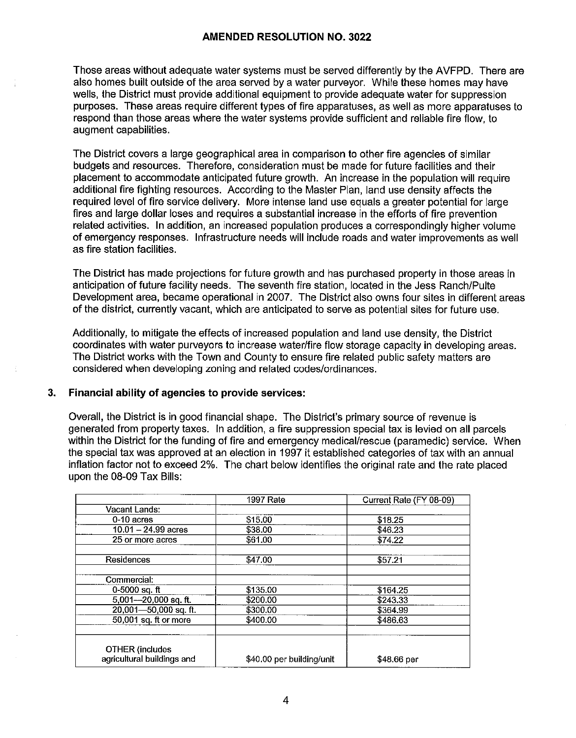## AMENDED RESOLUTION NO. 3022

Those areas without adequate water systems must be served differently by the AVFPD. There are also homes built outside of the area served by a water purveyor. While these homes may have wells, the District must provide additional equipment to provide adequate water for suppression purposes. These areas require different types of fire apparatuses, as well as more apparatuses to respond than those areas where the water systems provide sufficient and reliable fire flow, to augment capabilities.

The District covers a large geographical area in comparison to other fire agencies of similar budgets and resources. Therefore, consideration must be made for future facilities and their placement to accommodate anticipated future growth. An increase in the population will require additional fire fighting resources. According to the Master Plan, land use density affects the required level of fire service delivery. More intense land use equals a greater potential for large fires and large dollar loses and requires a substantial increase in the efforts of fire prevention related activities. In addition, an increased population produces a correspondingly higher volume of emergency responses. Infrastructure needs will include roads and water improvements as well as fire station facilities.

The District has made projections for future growth and has purchased property in those areas in anticipation of future facility needs. The seventh fire station, located in the Jess Ranch/Pulte Development area, became operational in 2007. The District also owns four sites in different areas of the district, currently vacant, which are anticipated to serve as potential sites for future use.

Additionally, to mitigate the effects of increased population and land use density, the District coordinates with water purveyors to increase water/fire flow storage capacity in developing areas. The District works with the Town and County to ensure fire related public safety matters are considered when developing zoning and related codes/ordinances.

**3. Financial ability of agencies to provide services:**

Overall, the District is in good financial shape. The District's primary source of revenue is generated from property taxes. In addition, a fire suppression special tax is levied on all parcels within the District for the funding of fire and emergency medical/rescue (paramedic) service. When the special tax was approved at an election in 1997 it established categories of tax with an annual inflation factor not to exceed 2%. The chart below identifies the original rate and the rate placed upon the 08-09 Tax Bills:

| | 1997 Rate | Current Rate (FY 08-09) |
|---|---|---|
| Vacant Lands: | | |
| 0-10 acres | $15.00 | $18.25 |
| 10.01 – 24.99 acres | $38.00 | $46.23 |
| 25 or more acres | $61.00 | $74.22 |
| | | |
| Residences | $47.00 | $57.21 |
| | | |
| Commercial: | | |
| 0-5000 sq. ft | $135.00 | $164.25 |
| 5,001—20,000 sq. ft. | $200.00 | $243.33 |
| 20,001—50,000 sq. ft. | $300.00 | $364.99 |
| 50,001 sq. ft or more | $400.00 | $486.63 |
| | | |
| OTHER (includes agricultural buildings and | $40.00 per building/unit | $48.66 per |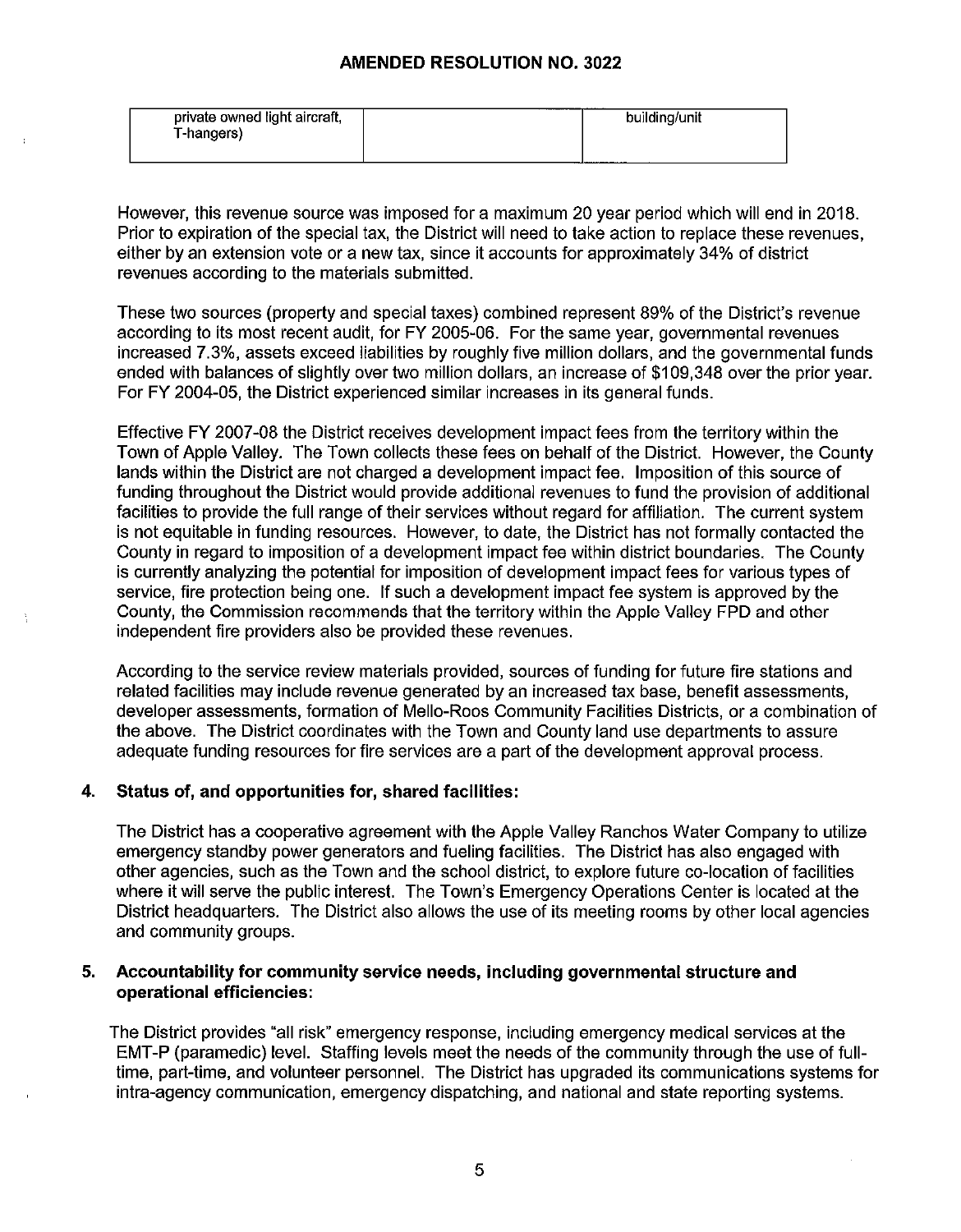| private owned light aircraft, T-hangers) | | building/unit |
|---|---|---|

However, this revenue source was imposed for a maximum 20 year period which will end in 2018. Prior to expiration of the special tax, the District will need to take action to replace these revenues, either by an extension vote or a new tax, since it accounts for approximately 34% of district revenues according to the materials submitted.

These two sources (property and special taxes) combined represent 89% of the District's revenue according to its most recent audit, for FY 2005-06. For the same year, governmental revenues increased 7.3%, assets exceed liabilities by roughly five million dollars, and the governmental funds ended with balances of slightly over two million dollars, an increase of $109,348 over the prior year. For FY 2004-05, the District experienced similar increases in its general funds.

Effective FY 2007-08 the District receives development impact fees from the territory within the Town of Apple Valley. The Town collects these fees on behalf of the District. However, the County lands within the District are not charged a development impact fee. Imposition of this source of funding throughout the District would provide additional revenues to fund the provision of additional facilities to provide the full range of their services without regard for affiliation. The current system is not equitable in funding resources. However, to date, the District has not formally contacted the County in regard to imposition of a development impact fee within district boundaries. The County is currently analyzing the potential for imposition of development impact fees for various types of service, fire protection being one. If such a development impact fee system is approved by the County, the Commission recommends that the territory within the Apple Valley FPD and other independent fire providers also be provided these revenues.

According to the service review materials provided, sources of funding for future fire stations and related facilities may include revenue generated by an increased tax base, benefit assessments, developer assessments, formation of Mello-Roos Community Facilities Districts, or a combination of the above. The District coordinates with the Town and County land use departments to assure adequate funding resources for fire services are a part of the development approval process.

## 4. Status of, and opportunities for, shared facilities:

The District has a cooperative agreement with the Apple Valley Ranchos Water Company to utilize emergency standby power generators and fueling facilities. The District has also engaged with other agencies, such as the Town and the school district, to explore future co-location of facilities where it will serve the public interest. The Town's Emergency Operations Center is located at the District headquarters. The District also allows the use of its meeting rooms by other local agencies and community groups.

## 5. Accountability for community service needs, including governmental structure and operational efficiencies:

The District provides "all risk" emergency response, including emergency medical services at the EMT-P (paramedic) level. Staffing levels meet the needs of the community through the use of full-time, part-time, and volunteer personnel. The District has upgraded its communications systems for intra-agency communication, emergency dispatching, and national and state reporting systems.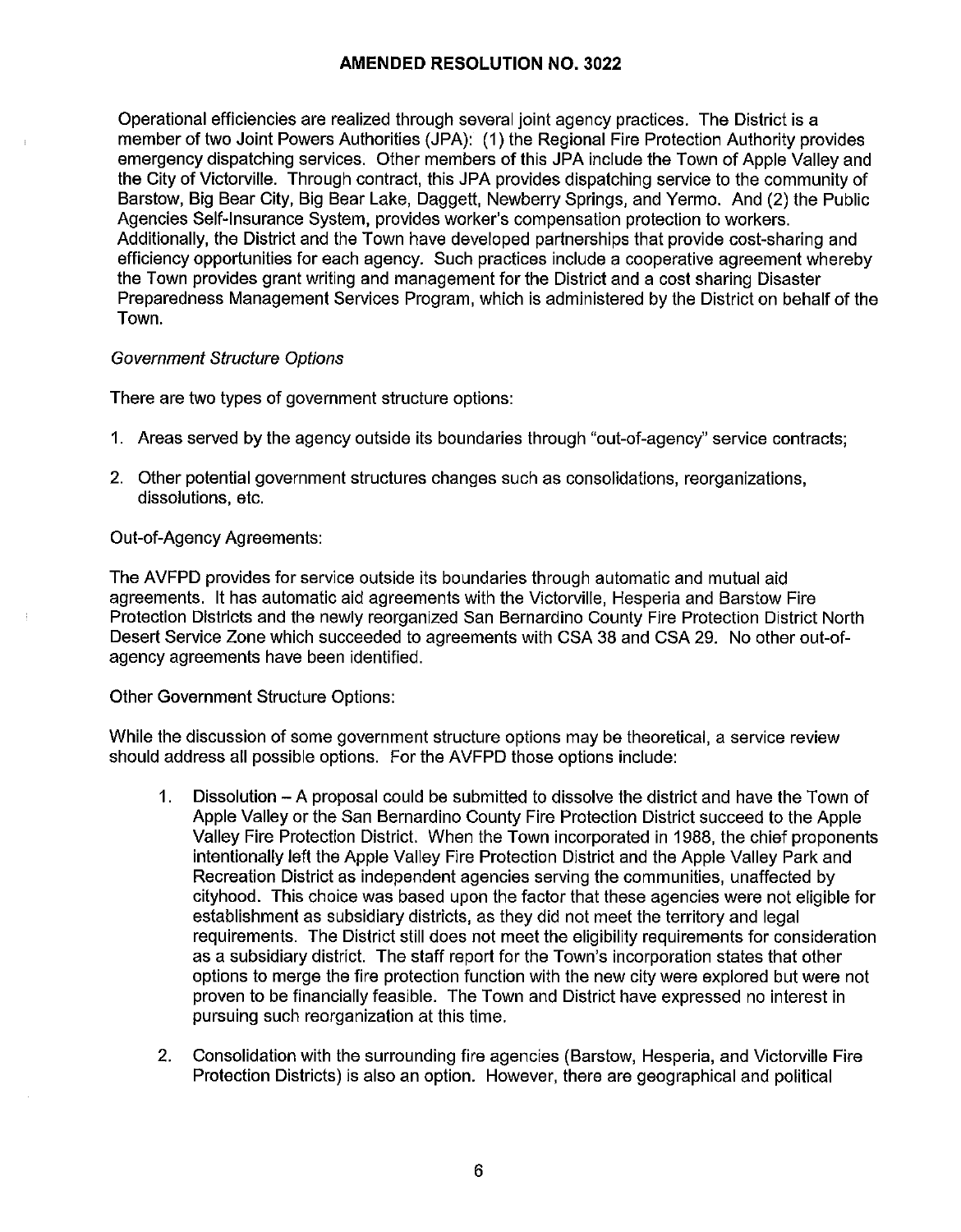**AMENDED RESOLUTION NO. 3022**

Operational efficiencies are realized through several joint agency practices. The District is a member of two Joint Powers Authorities (JPA): (1) the Regional Fire Protection Authority provides emergency dispatching services. Other members of this JPA include the Town of Apple Valley and the City of Victorville. Through contract, this JPA provides dispatching service to the community of Barstow, Big Bear City, Big Bear Lake, Daggett, Newberry Springs, and Yermo. And (2) the Public Agencies Self-Insurance System, provides worker's compensation protection to workers. Additionally, the District and the Town have developed partnerships that provide cost-sharing and efficiency opportunities for each agency. Such practices include a cooperative agreement whereby the Town provides grant writing and management for the District and a cost sharing Disaster Preparedness Management Services Program, which is administered by the District on behalf of the Town.

*Government Structure Options*

There are two types of government structure options:

1. Areas served by the agency outside its boundaries through "out-of-agency" service contracts;

2. Other potential government structures changes such as consolidations, reorganizations, dissolutions, etc.

Out-of-Agency Agreements:

The AVFPD provides for service outside its boundaries through automatic and mutual aid agreements. It has automatic aid agreements with the Victorville, Hesperia and Barstow Fire Protection Districts and the newly reorganized San Bernardino County Fire Protection District North Desert Service Zone which succeeded to agreements with CSA 38 and CSA 29. No other out-of-agency agreements have been identified.

Other Government Structure Options:

While the discussion of some government structure options may be theoretical, a service review should address all possible options. For the AVFPD those options include:

1. Dissolution – A proposal could be submitted to dissolve the district and have the Town of Apple Valley or the San Bernardino County Fire Protection District succeed to the Apple Valley Fire Protection District. When the Town incorporated in 1988, the chief proponents intentionally left the Apple Valley Fire Protection District and the Apple Valley Park and Recreation District as independent agencies serving the communities, unaffected by cityhood. This choice was based upon the factor that these agencies were not eligible for establishment as subsidiary districts, as they did not meet the territory and legal requirements. The District still does not meet the eligibility requirements for consideration as a subsidiary district. The staff report for the Town's incorporation states that other options to merge the fire protection function with the new city were explored but were not proven to be financially feasible. The Town and District have expressed no interest in pursuing such reorganization at this time.

2. Consolidation with the surrounding fire agencies (Barstow, Hesperia, and Victorville Fire Protection Districts) is also an option. However, there are geographical and political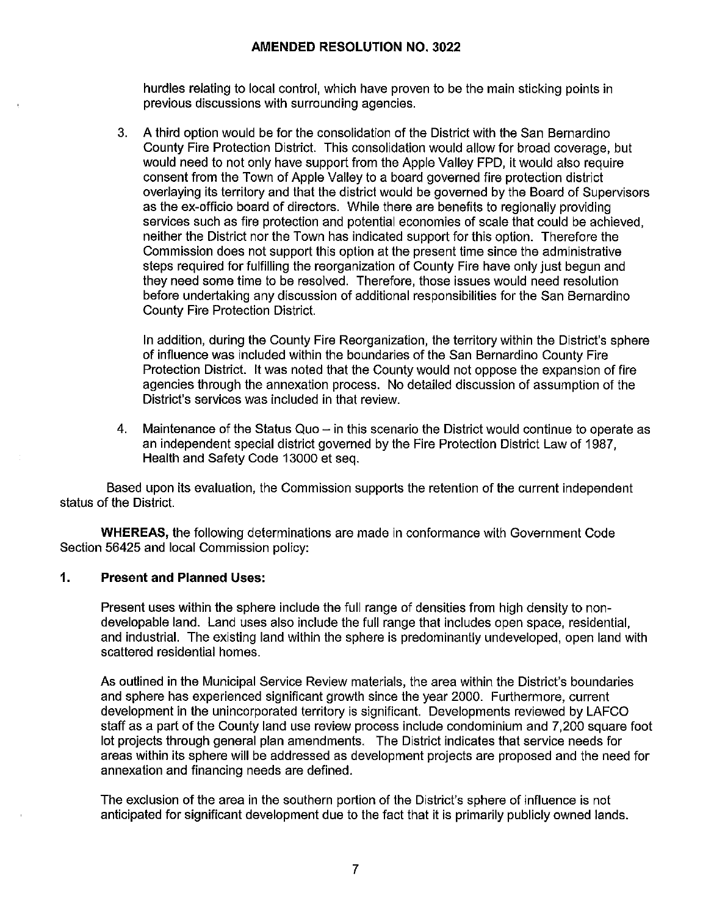hurdles relating to local control, which have proven to be the main sticking points in previous discussions with surrounding agencies.

3. A third option would be for the consolidation of the District with the San Bernardino County Fire Protection District. This consolidation would allow for broad coverage, but would need to not only have support from the Apple Valley FPD, it would also require consent from the Town of Apple Valley to a board governed fire protection district overlaying its territory and that the district would be governed by the Board of Supervisors as the ex-officio board of directors. While there are benefits to regionally providing services such as fire protection and potential economies of scale that could be achieved, neither the District nor the Town has indicated support for this option. Therefore the Commission does not support this option at the present time since the administrative steps required for fulfilling the reorganization of County Fire have only just begun and they need some time to be resolved. Therefore, those issues would need resolution before undertaking any discussion of additional responsibilities for the San Bernardino County Fire Protection District.

   In addition, during the County Fire Reorganization, the territory within the District's sphere of influence was included within the boundaries of the San Bernardino County Fire Protection District. It was noted that the County would not oppose the expansion of fire agencies through the annexation process. No detailed discussion of assumption of the District's services was included in that review.

4. Maintenance of the Status Quo – in this scenario the District would continue to operate as an independent special district governed by the Fire Protection District Law of 1987, Health and Safety Code 13000 et seq.

Based upon its evaluation, the Commission supports the retention of the current independent status of the District.

**WHEREAS,** the following determinations are made in conformance with Government Code Section 56425 and local Commission policy:

**1. Present and Planned Uses:**

Present uses within the sphere include the full range of densities from high density to non-developable land. Land uses also include the full range that includes open space, residential, and industrial. The existing land within the sphere is predominantly undeveloped, open land with scattered residential homes.

As outlined in the Municipal Service Review materials, the area within the District's boundaries and sphere has experienced significant growth since the year 2000. Furthermore, current development in the unincorporated territory is significant. Developments reviewed by LAFCO staff as a part of the County land use review process include condominium and 7,200 square foot lot projects through general plan amendments. The District indicates that service needs for areas within its sphere will be addressed as development projects are proposed and the need for annexation and financing needs are defined.

The exclusion of the area in the southern portion of the District's sphere of influence is not anticipated for significant development due to the fact that it is primarily publicly owned lands.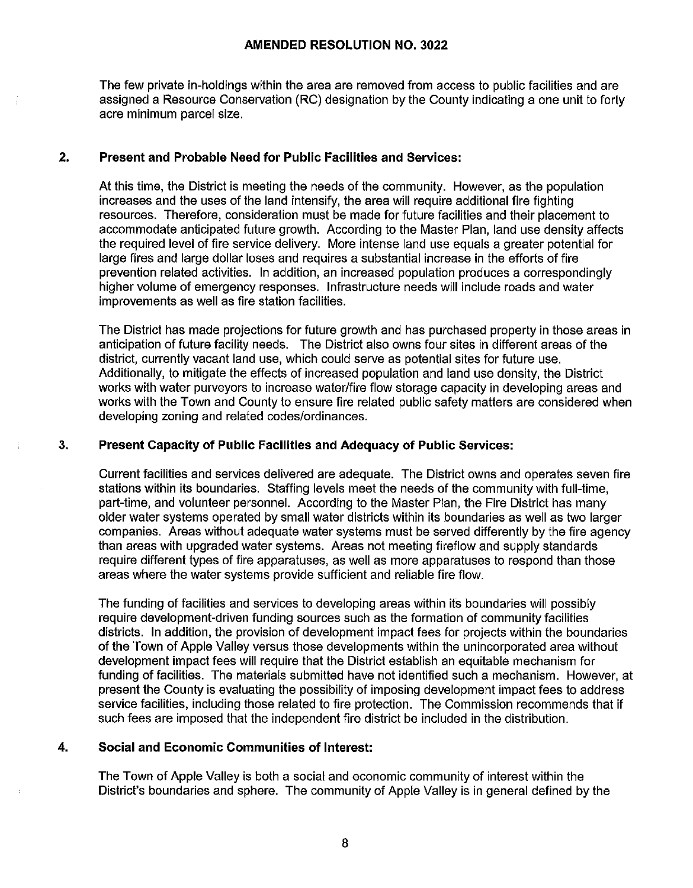The few private in-holdings within the area are removed from access to public facilities and are assigned a Resource Conservation (RC) designation by the County indicating a one unit to forty acre minimum parcel size.

## 2. Present and Probable Need for Public Facilities and Services:

At this time, the District is meeting the needs of the community. However, as the population increases and the uses of the land intensify, the area will require additional fire fighting resources. Therefore, consideration must be made for future facilities and their placement to accommodate anticipated future growth. According to the Master Plan, land use density affects the required level of fire service delivery. More intense land use equals a greater potential for large fires and large dollar loses and requires a substantial increase in the efforts of fire prevention related activities. In addition, an increased population produces a correspondingly higher volume of emergency responses. Infrastructure needs will include roads and water improvements as well as fire station facilities.

The District has made projections for future growth and has purchased property in those areas in anticipation of future facility needs. The District also owns four sites in different areas of the district, currently vacant land use, which could serve as potential sites for future use. Additionally, to mitigate the effects of increased population and land use density, the District works with water purveyors to increase water/fire flow storage capacity in developing areas and works with the Town and County to ensure fire related public safety matters are considered when developing zoning and related codes/ordinances.

## 3. Present Capacity of Public Facilities and Adequacy of Public Services:

Current facilities and services delivered are adequate. The District owns and operates seven fire stations within its boundaries. Staffing levels meet the needs of the community with full-time, part-time, and volunteer personnel. According to the Master Plan, the Fire District has many older water systems operated by small water districts within its boundaries as well as two larger companies. Areas without adequate water systems must be served differently by the fire agency than areas with upgraded water systems. Areas not meeting fireflow and supply standards require different types of fire apparatuses, as well as more apparatuses to respond than those areas where the water systems provide sufficient and reliable fire flow.

The funding of facilities and services to developing areas within its boundaries will possibly require development-driven funding sources such as the formation of community facilities districts. In addition, the provision of development impact fees for projects within the boundaries of the Town of Apple Valley versus those developments within the unincorporated area without development impact fees will require that the District establish an equitable mechanism for funding of facilities. The materials submitted have not identified such a mechanism. However, at present the County is evaluating the possibility of imposing development impact fees to address service facilities, including those related to fire protection. The Commission recommends that if such fees are imposed that the independent fire district be included in the distribution.

## 4. Social and Economic Communities of Interest:

The Town of Apple Valley is both a social and economic community of interest within the District's boundaries and sphere. The community of Apple Valley is in general defined by the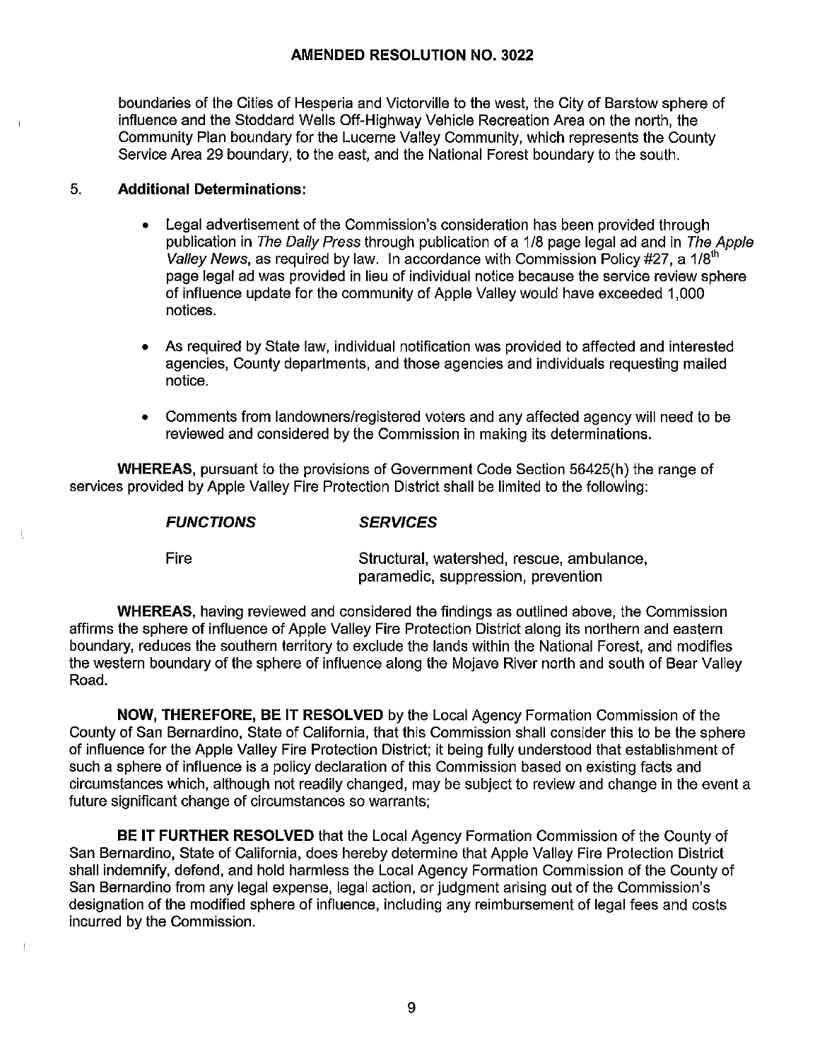boundaries of the Cities of Hesperia and Victorville to the west, the City of Barstow sphere of influence and the Stoddard Wells Off-Highway Vehicle Recreation Area on the north, the Community Plan boundary for the Lucerne Valley Community, which represents the County Service Area 29 boundary, to the east, and the National Forest boundary to the south.

5. **Additional Determinations:**

- Legal advertisement of the Commission's consideration has been provided through publication in *The Daily Press* through publication of a 1/8 page legal ad and in *The Apple Valley News*, as required by law. In accordance with Commission Policy #27, a 1/8th page legal ad was provided in lieu of individual notice because the service review sphere of influence update for the community of Apple Valley would have exceeded 1,000 notices.

- As required by State law, individual notification was provided to affected and interested agencies, County departments, and those agencies and individuals requesting mailed notice.

- Comments from landowners/registered voters and any affected agency will need to be reviewed and considered by the Commission in making its determinations.

**WHEREAS,** pursuant to the provisions of Government Code Section 56425(h) the range of services provided by Apple Valley Fire Protection District shall be limited to the following:

| ***FUNCTIONS*** | ***SERVICES*** |
|---|---|
| Fire | Structural, watershed, rescue, ambulance, paramedic, suppression, prevention |

**WHEREAS,** having reviewed and considered the findings as outlined above, the Commission affirms the sphere of influence of Apple Valley Fire Protection District along its northern and eastern boundary, reduces the southern territory to exclude the lands within the National Forest, and modifies the western boundary of the sphere of influence along the Mojave River north and south of Bear Valley Road.

**NOW, THEREFORE, BE IT RESOLVED** by the Local Agency Formation Commission of the County of San Bernardino, State of California, that this Commission shall consider this to be the sphere of influence for the Apple Valley Fire Protection District; it being fully understood that establishment of such a sphere of influence is a policy declaration of this Commission based on existing facts and circumstances which, although not readily changed, may be subject to review and change in the event a future significant change of circumstances so warrants;

**BE IT FURTHER RESOLVED** that the Local Agency Formation Commission of the County of San Bernardino, State of California, does hereby determine that Apple Valley Fire Protection District shall indemnify, defend, and hold harmless the Local Agency Formation Commission of the County of San Bernardino from any legal expense, legal action, or judgment arising out of the Commission's designation of the modified sphere of influence, including any reimbursement of legal fees and costs incurred by the Commission.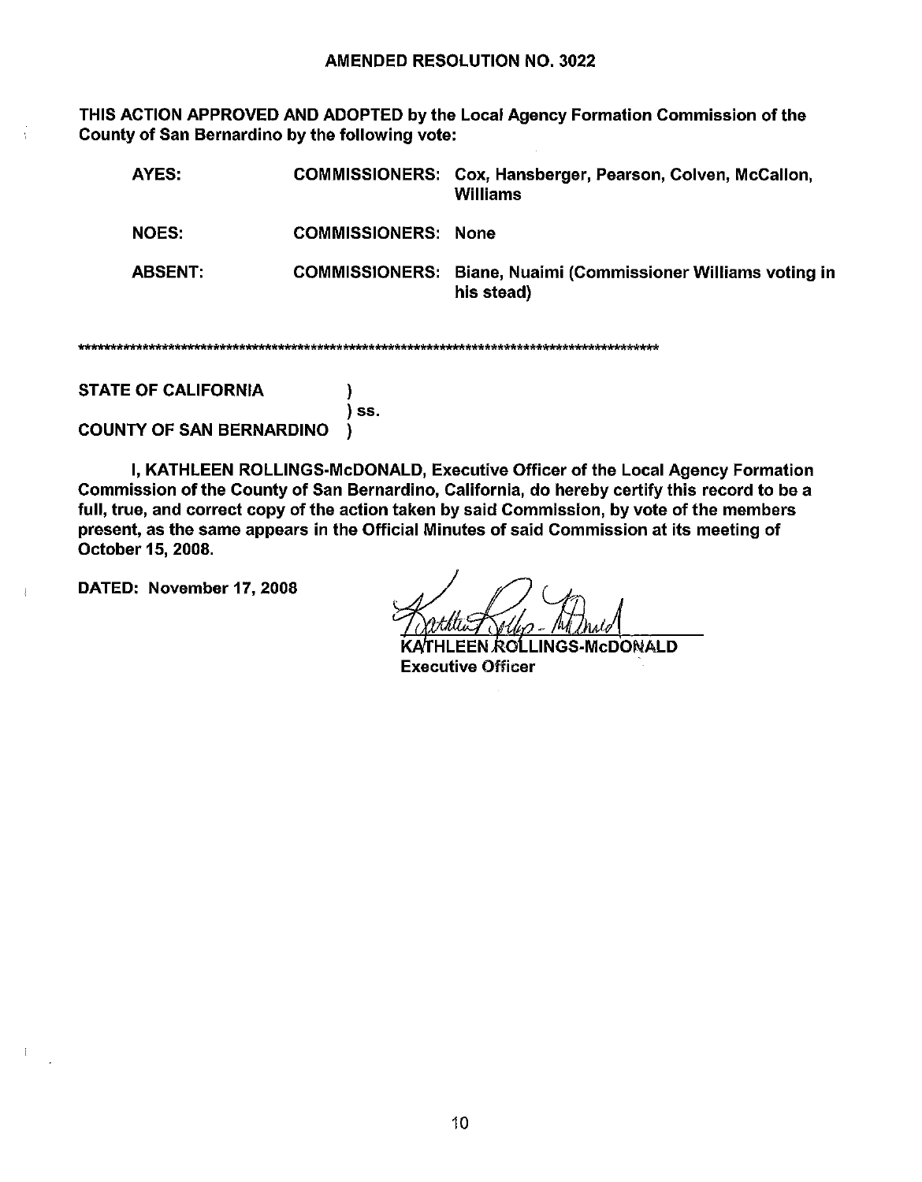## AMENDED RESOLUTION NO. 3022

**THIS ACTION APPROVED AND ADOPTED by the Local Agency Formation Commission of the County of San Bernardino by the following vote:**

| | | |
|---|---|---|
| **AYES:** | **COMMISSIONERS:** | **Cox, Hansberger, Pearson, Colven, McCallon, Williams** |
| **NOES:** | **COMMISSIONERS:** | **None** |
| **ABSENT:** | **COMMISSIONERS:** | **Biane, Nuaimi (Commissioner Williams voting in his stead)** |

*****************************************************************************************************

**STATE OF CALIFORNIA )**
**) ss.**
**COUNTY OF SAN BERNARDINO )**

**I, KATHLEEN ROLLINGS-McDONALD, Executive Officer of the Local Agency Formation Commission of the County of San Bernardino, California, do hereby certify this record to be a full, true, and correct copy of the action taken by said Commission, by vote of the members present, as the same appears in the Official Minutes of said Commission at its meeting of October 15, 2008.**

**DATED: November 17, 2008**

**KATHLEEN ROLLINGS-McDONALD**
**Executive Officer**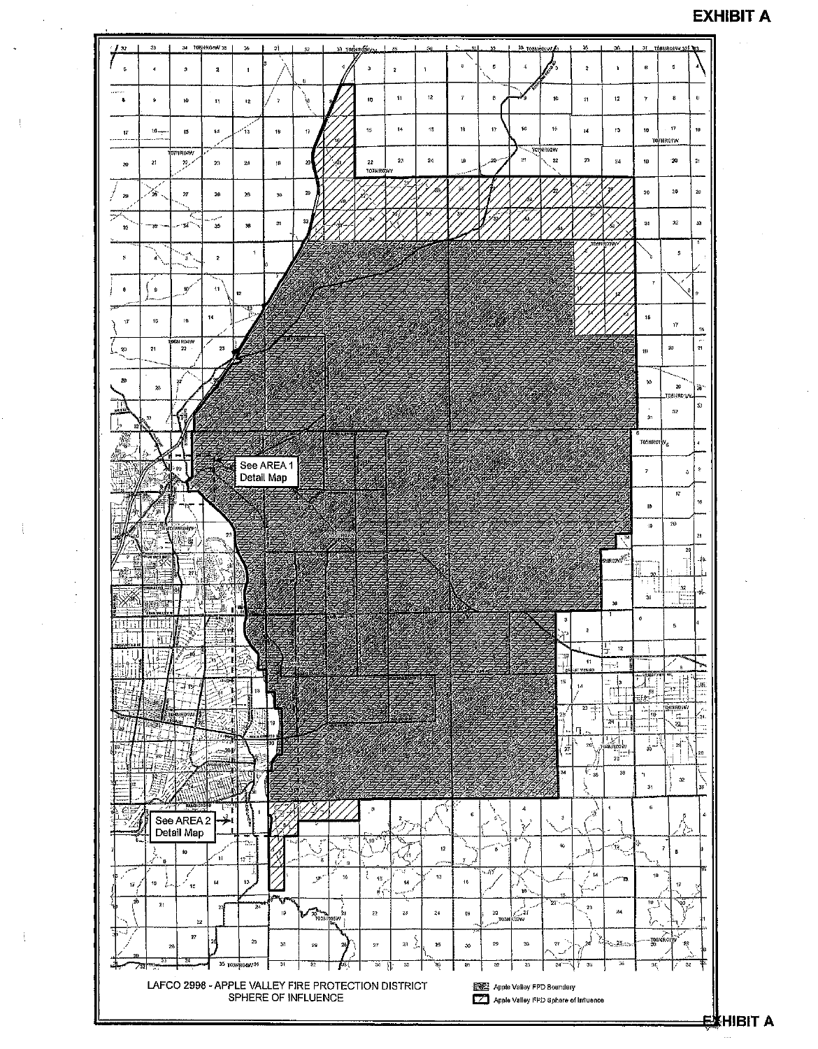**EXHIBIT A**

See AREA 1 Detail Map

See AREA 2 Detail Map

LAFCO 2998 - APPLE VALLEY FIRE PROTECTION DISTRICT SPHERE OF INFLUENCE

Apple Valley FPD Boundary

Apple Valley FPD Sphere of Influence

**EXHIBIT A**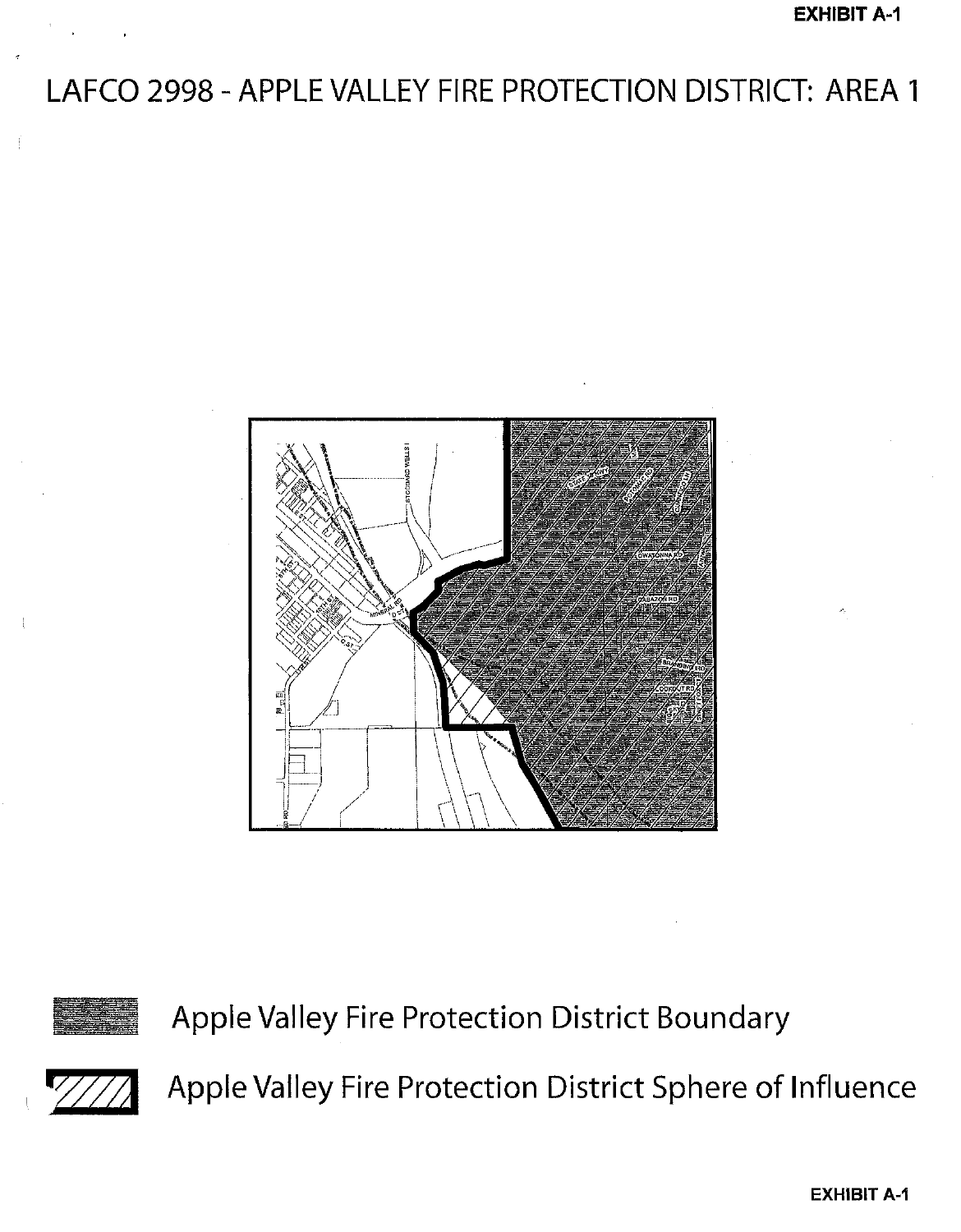# LAFCO 2998 - APPLE VALLEY FIRE PROTECTION DISTRICT: AREA 1

Apple Valley Fire Protection District Boundary

Apple Valley Fire Protection District Sphere of Influence

EXHIBIT A-1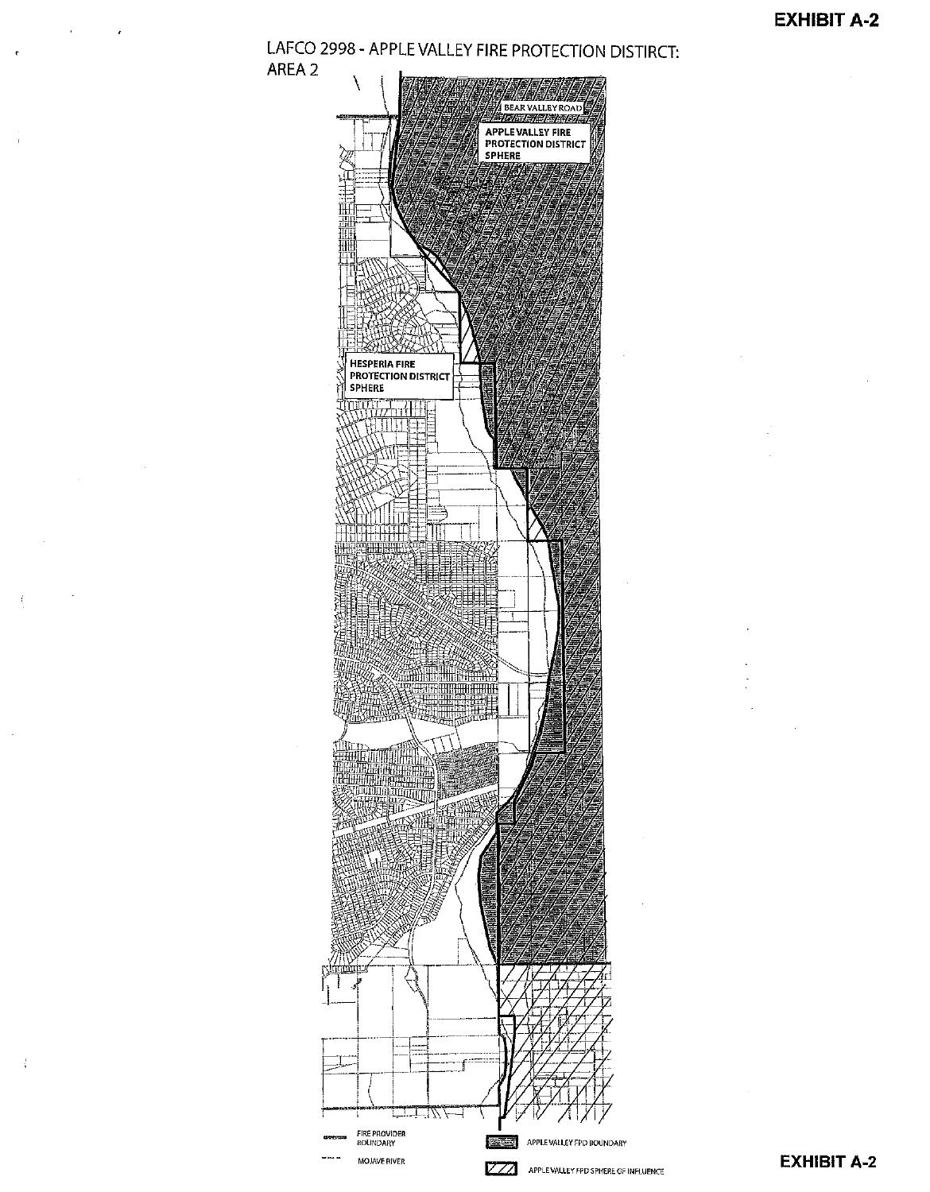# EXHIBIT A-2

LAFCO 2998 - APPLE VALLEY FIRE PROTECTION DISTIRCT:
AREA 2

BEAR VALLEY ROAD

APPLE VALLEY FIRE PROTECTION DISTRICT SPHERE

HESPERIA FIRE PROTECTION DISTRICT SPHERE

FIRE PROVIDER BOUNDARY

MOJAVE RIVER

APPLE VALLEY FPD BOUNDARY

APPLE VALLEY FPD SPHERE OF INFLUENCE

EXHIBIT A-2